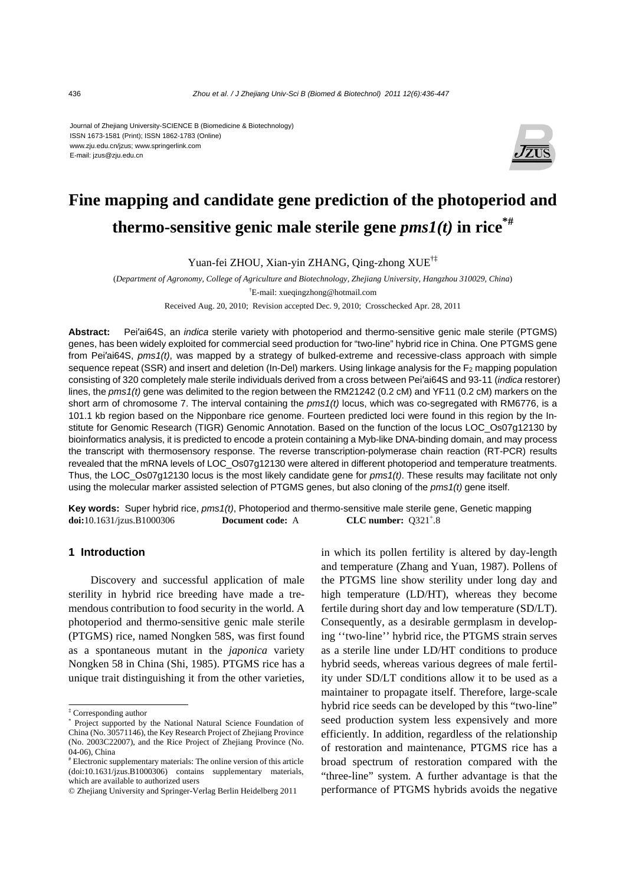Journal of Zhejiang University-SCIENCE B (Biomedicine & Biotechnology)
ISSN 1673-1581 (Print); ISSN 1862-1783 (Online)
www.zju.edu.cn/jzus; www.springerlink.com
E-mail: jzus@zju.edu.cn

# Fine mapping and candidate gene prediction of the photoperiod and thermo-sensitive genic male sterile gene *pms1(t)* in rice[*#]

Yuan-fei ZHOU, Xian-yin ZHANG, Qing-zhong XUE[†‡]

(*Department of Agronomy, College of Agriculture and Biotechnology, Zhejiang University, Hangzhou 310029, China*)

[†]E-mail: xueqingzhong@hotmail.com

Received Aug. 20, 2010; Revision accepted Dec. 9, 2010; Crosschecked Apr. 28, 2011

**Abstract:** Pei′ai64S, an *indica* sterile variety with photoperiod and thermo-sensitive genic male sterile (PTGMS) genes, has been widely exploited for commercial seed production for "two-line" hybrid rice in China. One PTGMS gene from Pei′ai64S, *pms1(t)*, was mapped by a strategy of bulked-extreme and recessive-class approach with simple sequence repeat (SSR) and insert and deletion (In-Del) markers. Using linkage analysis for the $F_2$ mapping population consisting of 320 completely male sterile individuals derived from a cross between Pei′ai64S and 93-11 (*indica* restorer) lines, the *pms1(t)* gene was delimited to the region between the RM21242 (0.2 cM) and YF11 (0.2 cM) markers on the short arm of chromosome 7. The interval containing the *pms1(t)* locus, which was co-segregated with RM6776, is a 101.1 kb region based on the Nipponbare rice genome. Fourteen predicted loci were found in this region by the Institute for Genomic Research (TIGR) Genomic Annotation. Based on the function of the locus LOC_Os07g12130 by bioinformatics analysis, it is predicted to encode a protein containing a Myb-like DNA-binding domain, and may process the transcript with thermosensory response. The reverse transcription-polymerase chain reaction (RT-PCR) results revealed that the mRNA levels of LOC_Os07g12130 were altered in different photoperiod and temperature treatments. Thus, the LOC_Os07g12130 locus is the most likely candidate gene for *pms1(t)*. These results may facilitate not only using the molecular marker assisted selection of PTGMS genes, but also cloning of the *pms1(t)* gene itself.

**Key words:** Super hybrid rice, *pms1(t)*, Photoperiod and thermo-sensitive male sterile gene, Genetic mapping

**doi:**10.1631/jzus.B1000306 **Document code:** A **CLC number:** Q321[+].8

## 1 Introduction

Discovery and successful application of male sterility in hybrid rice breeding have made a tremendous contribution to food security in the world. A photoperiod and thermo-sensitive genic male sterile (PTGMS) rice, named Nongken 58S, was first found as a spontaneous mutant in the *japonica* variety Nongken 58 in China (Shi, 1985). PTGMS rice has a unique trait distinguishing it from the other varieties, in which its pollen fertility is altered by day-length and temperature (Zhang and Yuan, 1987). Pollens of the PTGMS line show sterility under long day and high temperature (LD/HT), whereas they become fertile during short day and low temperature (SD/LT). Consequently, as a desirable germplasm in developing ''two-line'' hybrid rice, the PTGMS strain serves as a sterile line under LD/HT conditions to produce hybrid seeds, whereas various degrees of male fertility under SD/LT conditions allow it to be used as a maintainer to propagate itself. Therefore, large-scale hybrid rice seeds can be developed by this "two-line" seed production system less expensively and more efficiently. In addition, regardless of the relationship of restoration and maintenance, PTGMS rice has a broad spectrum of restoration compared with the "three-line" system. A further advantage is that the performance of PTGMS hybrids avoids the negative

---

[‡] Corresponding author

[*] Project supported by the National Natural Science Foundation of China (No. 30571146), the Key Research Project of Zhejiang Province (No. 2003C22007), and the Rice Project of Zhejiang Province (No. 04-06), China

[#] Electronic supplementary materials: The online version of this article (doi:10.1631/jzus.B1000306) contains supplementary materials, which are available to authorized users

© Zhejiang University and Springer-Verlag Berlin Heidelberg 2011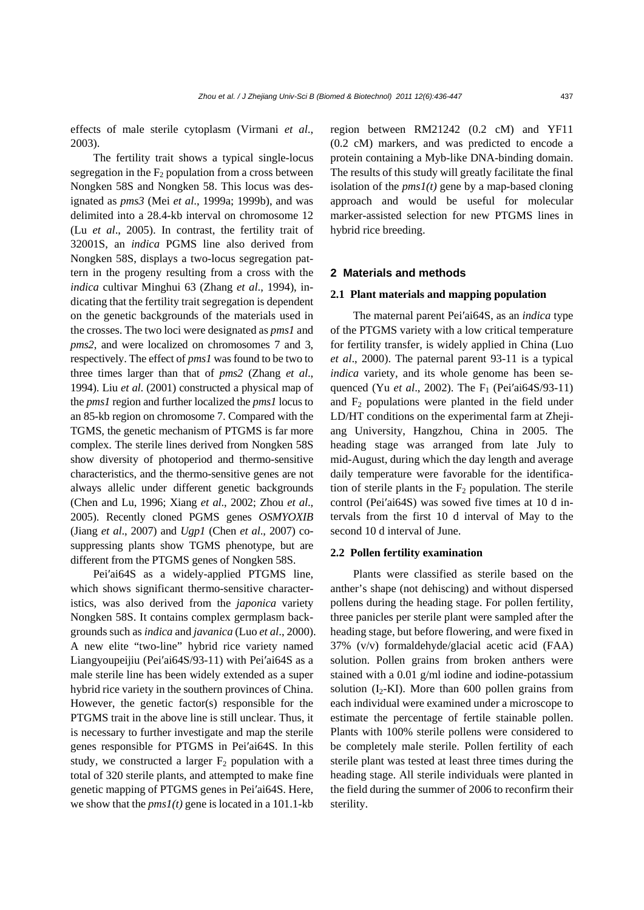effects of male sterile cytoplasm (Virmani *et al*., 2003).

The fertility trait shows a typical single-locus segregation in the $F_2$ population from a cross between Nongken 58S and Nongken 58. This locus was designated as *pms3* (Mei *et al*., 1999a; 1999b), and was delimited into a 28.4-kb interval on chromosome 12 (Lu *et al*., 2005). In contrast, the fertility trait of 32001S, an *indica* PGMS line also derived from Nongken 58S, displays a two-locus segregation pattern in the progeny resulting from a cross with the *indica* cultivar Minghui 63 (Zhang *et al*., 1994), indicating that the fertility trait segregation is dependent on the genetic backgrounds of the materials used in the crosses. The two loci were designated as *pms1* and *pms2*, and were localized on chromosomes 7 and 3, respectively. The effect of *pms1* was found to be two to three times larger than that of *pms2* (Zhang *et al*., 1994). Liu *et al*. (2001) constructed a physical map of the *pms1* region and further localized the *pms1* locus to an 85-kb region on chromosome 7. Compared with the TGMS, the genetic mechanism of PTGMS is far more complex. The sterile lines derived from Nongken 58S show diversity of photoperiod and thermo-sensitive characteristics, and the thermo-sensitive genes are not always allelic under different genetic backgrounds (Chen and Lu, 1996; Xiang *et al*., 2002; Zhou *et al*., 2005). Recently cloned PGMS genes *OSMYOXIB* (Jiang *et al*., 2007) and *Ugp1* (Chen *et al*., 2007) co-suppressing plants show TGMS phenotype, but are different from the PTGMS genes of Nongken 58S.

Pei′ai64S as a widely-applied PTGMS line, which shows significant thermo-sensitive characteristics, was also derived from the *japonica* variety Nongken 58S. It contains complex germplasm backgrounds such as *indica* and *javanica* (Luo *et al*., 2000). A new elite "two-line" hybrid rice variety named Liangyoupeijiu (Pei′ai64S/93-11) with Pei′ai64S as a male sterile line has been widely extended as a super hybrid rice variety in the southern provinces of China. However, the genetic factor(s) responsible for the PTGMS trait in the above line is still unclear. Thus, it is necessary to further investigate and map the sterile genes responsible for PTGMS in Pei′ai64S. In this study, we constructed a larger $F_2$ population with a total of 320 sterile plants, and attempted to make fine genetic mapping of PTGMS genes in Pei′ai64S. Here, we show that the *pms1(t)* gene is located in a 101.1-kb region between RM21242 (0.2 cM) and YF11 (0.2 cM) markers, and was predicted to encode a protein containing a Myb-like DNA-binding domain. The results of this study will greatly facilitate the final isolation of the *pms1(t)* gene by a map-based cloning approach and would be useful for molecular marker-assisted selection for new PTGMS lines in hybrid rice breeding.

## 2 Materials and methods

### 2.1 Plant materials and mapping population

The maternal parent Pei′ai64S, as an *indica* type of the PTGMS variety with a low critical temperature for fertility transfer, is widely applied in China (Luo *et al*., 2000). The paternal parent 93-11 is a typical *indica* variety, and its whole genome has been sequenced (Yu *et al*., 2002). The $F_1$ (Pei′ai64S/93-11) and $F_2$ populations were planted in the field under LD/HT conditions on the experimental farm at Zhejiang University, Hangzhou, China in 2005. The heading stage was arranged from late July to mid-August, during which the day length and average daily temperature were favorable for the identification of sterile plants in the $F_2$ population. The sterile control (Pei′ai64S) was sowed five times at 10 d intervals from the first 10 d interval of May to the second 10 d interval of June.

### 2.2 Pollen fertility examination

Plants were classified as sterile based on the anther's shape (not dehiscing) and without dispersed pollens during the heading stage. For pollen fertility, three panicles per sterile plant were sampled after the heading stage, but before flowering, and were fixed in 37% (v/v) formaldehyde/glacial acetic acid (FAA) solution. Pollen grains from broken anthers were stained with a 0.01 g/ml iodine and iodine-potassium solution ($I_2$-KI). More than 600 pollen grains from each individual were examined under a microscope to estimate the percentage of fertile stainable pollen. Plants with 100% sterile pollens were considered to be completely male sterile. Pollen fertility of each sterile plant was tested at least three times during the heading stage. All sterile individuals were planted in the field during the summer of 2006 to reconfirm their sterility.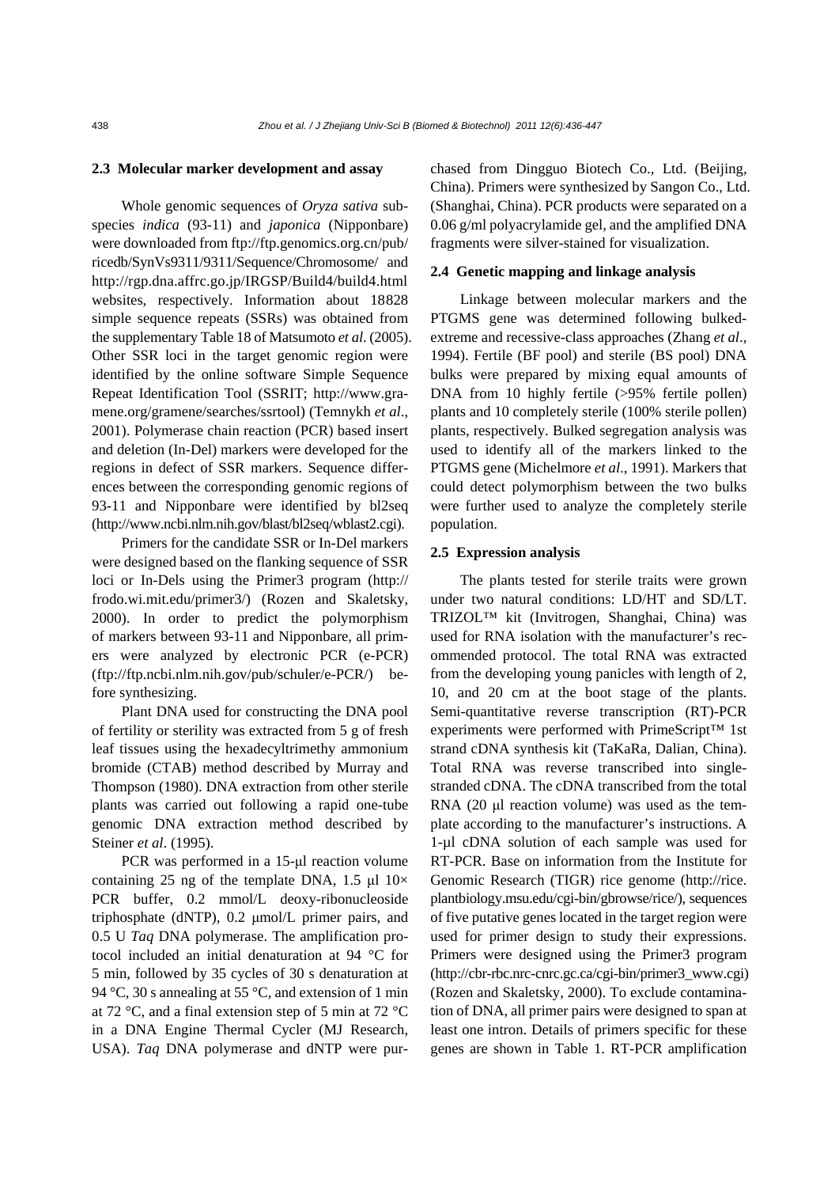### 2.3 Molecular marker development and assay

Whole genomic sequences of *Oryza sativa* subspecies *indica* (93-11) and *japonica* (Nipponbare) were downloaded from ftp://ftp.genomics.org.cn/pub/ricedb/SynVs9311/9311/Sequence/Chromosome/ and http://rgp.dna.affrc.go.jp/IRGSP/Build4/build4.html websites, respectively. Information about 18828 simple sequence repeats (SSRs) was obtained from the supplementary Table 18 of Matsumoto *et al*. (2005). Other SSR loci in the target genomic region were identified by the online software Simple Sequence Repeat Identification Tool (SSRIT; http://www.gramene.org/gramene/searches/ssrtool) (Temnykh *et al*., 2001). Polymerase chain reaction (PCR) based insert and deletion (In-Del) markers were developed for the regions in defect of SSR markers. Sequence differences between the corresponding genomic regions of 93-11 and Nipponbare were identified by bl2seq (http://www.ncbi.nlm.nih.gov/blast/bl2seq/wblast2.cgi).

Primers for the candidate SSR or In-Del markers were designed based on the flanking sequence of SSR loci or In-Dels using the Primer3 program (http://frodo.wi.mit.edu/primer3/) (Rozen and Skaletsky, 2000). In order to predict the polymorphism of markers between 93-11 and Nipponbare, all primers were analyzed by electronic PCR (e-PCR) (ftp://ftp.ncbi.nlm.nih.gov/pub/schuler/e-PCR/) before synthesizing.

Plant DNA used for constructing the DNA pool of fertility or sterility was extracted from 5 g of fresh leaf tissues using the hexadecyltrimethy ammonium bromide (CTAB) method described by Murray and Thompson (1980). DNA extraction from other sterile plants was carried out following a rapid one-tube genomic DNA extraction method described by Steiner *et al*. (1995).

PCR was performed in a 15-μl reaction volume containing 25 ng of the template DNA, 1.5 μl 10× PCR buffer, 0.2 mmol/L deoxy-ribonucleoside triphosphate (dNTP), 0.2 μmol/L primer pairs, and 0.5 U *Taq* DNA polymerase. The amplification protocol included an initial denaturation at 94 °C for 5 min, followed by 35 cycles of 30 s denaturation at 94 °C, 30 s annealing at 55 °C, and extension of 1 min at 72 °C, and a final extension step of 5 min at 72 °C in a DNA Engine Thermal Cycler (MJ Research, USA). *Taq* DNA polymerase and dNTP were purchased from Dingguo Biotech Co., Ltd. (Beijing, China). Primers were synthesized by Sangon Co., Ltd. (Shanghai, China). PCR products were separated on a 0.06 g/ml polyacrylamide gel, and the amplified DNA fragments were silver-stained for visualization.

### 2.4 Genetic mapping and linkage analysis

Linkage between molecular markers and the PTGMS gene was determined following bulked-extreme and recessive-class approaches (Zhang *et al*., 1994). Fertile (BF pool) and sterile (BS pool) DNA bulks were prepared by mixing equal amounts of DNA from 10 highly fertile (>95% fertile pollen) plants and 10 completely sterile (100% sterile pollen) plants, respectively. Bulked segregation analysis was used to identify all of the markers linked to the PTGMS gene (Michelmore *et al*., 1991). Markers that could detect polymorphism between the two bulks were further used to analyze the completely sterile population.

### 2.5 Expression analysis

The plants tested for sterile traits were grown under two natural conditions: LD/HT and SD/LT. TRIZOL™ kit (Invitrogen, Shanghai, China) was used for RNA isolation with the manufacturer's recommended protocol. The total RNA was extracted from the developing young panicles with length of 2, 10, and 20 cm at the boot stage of the plants. Semi-quantitative reverse transcription (RT)-PCR experiments were performed with PrimeScript™ 1st strand cDNA synthesis kit (TaKaRa, Dalian, China). Total RNA was reverse transcribed into single-stranded cDNA. The cDNA transcribed from the total RNA (20 μl reaction volume) was used as the template according to the manufacturer's instructions. A 1-μl cDNA solution of each sample was used for RT-PCR. Base on information from the Institute for Genomic Research (TIGR) rice genome (http://rice.plantbiology.msu.edu/cgi-bin/gbrowse/rice/), sequences of five putative genes located in the target region were used for primer design to study their expressions. Primers were designed using the Primer3 program (http://cbr-rbc.nrc-cnrc.gc.ca/cgi-bin/primer3_www.cgi) (Rozen and Skaletsky, 2000). To exclude contamination of DNA, all primer pairs were designed to span at least one intron. Details of primers specific for these genes are shown in Table 1. RT-PCR amplification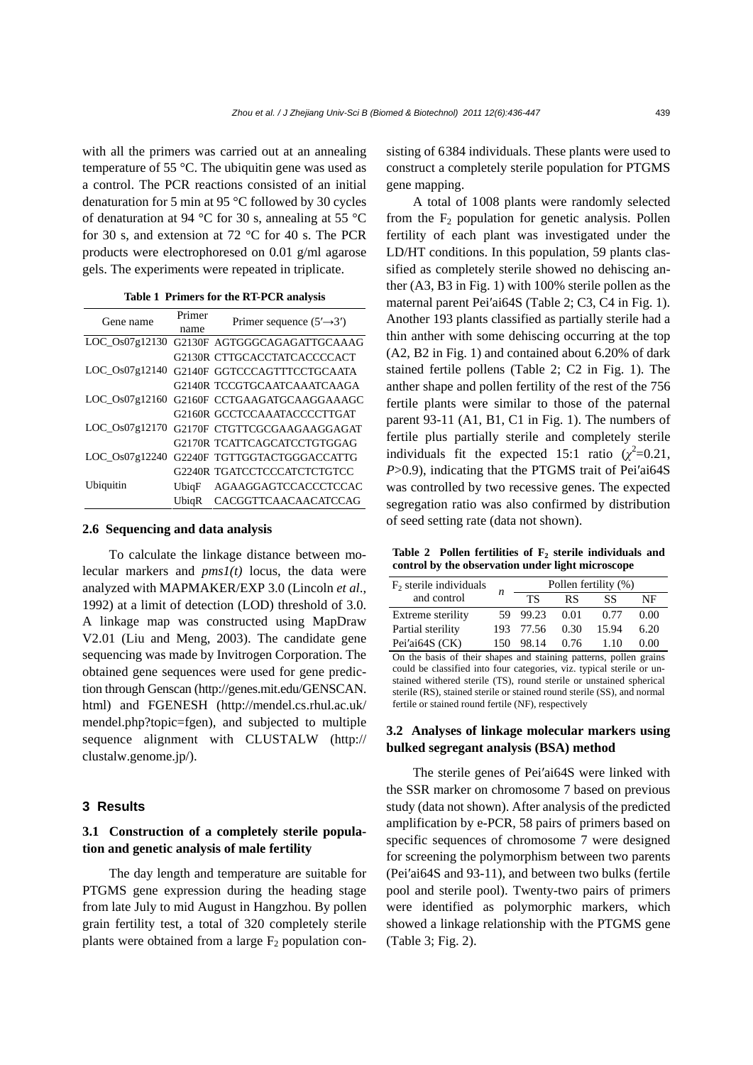with all the primers was carried out at an annealing temperature of 55 °C. The ubiquitin gene was used as a control. The PCR reactions consisted of an initial denaturation for 5 min at 95 °C followed by 30 cycles of denaturation at 94 °C for 30 s, annealing at 55 °C for 30 s, and extension at 72 °C for 40 s. The PCR products were electrophoresed on 0.01 g/ml agarose gels. The experiments were repeated in triplicate.

**Table 1 Primers for the RT-PCR analysis**

| Gene name | Primer name | Primer sequence (5′→3′) |
|---|---|---|
| LOC_Os07g12130 | G2130F | AGTGGGCAGAGATTGCAAAG |
| | G2130R | CTTGCACCTATCACCCCACT |
| LOC_Os07g12140 | G2140F | GGTCCCAGTTTCCTGCAATA |
| | G2140R | TCCGTGCAATCAAATCAAGA |
| LOC_Os07g12160 | G2160F | CCTGAAGATGCAAGGAAAGC |
| | G2160R | GCCTCCAAATACCCCTTGAT |
| LOC_Os07g12170 | G2170F | CTGTTCGCGAAGAAGGAGAT |
| | G2170R | TCATTCAGCATCCTGTGGAG |
| LOC_Os07g12240 | G2240F | TGTTGGTACTGGGACCATTG |
| | G2240R | TGATCCTCCCATCTCTGTCC |
| Ubiquitin | UbiqF | AGAAGGAGTCCACCCTCCAC |
| | UbiqR | CACGGTTCAACAACATCCAG |

### 2.6 Sequencing and data analysis

To calculate the linkage distance between molecular markers and *pms1(t)* locus, the data were analyzed with MAPMAKER/EXP 3.0 (Lincoln *et al*., 1992) at a limit of detection (LOD) threshold of 3.0. A linkage map was constructed using MapDraw V2.01 (Liu and Meng, 2003). The candidate gene sequencing was made by Invitrogen Corporation. The obtained gene sequences were used for gene prediction through Genscan (http://genes.mit.edu/GENSCAN.html) and FGENESH (http://mendel.cs.rhul.ac.uk/mendel.php?topic=fgen), and subjected to multiple sequence alignment with CLUSTALW (http://clustalw.genome.jp/).

## 3 Results

### 3.1 Construction of a completely sterile population and genetic analysis of male fertility

The day length and temperature are suitable for PTGMS gene expression during the heading stage from late July to mid August in Hangzhou. By pollen grain fertility test, a total of 320 completely sterile plants were obtained from a large $F_2$ population consisting of 6384 individuals. These plants were used to construct a completely sterile population for PTGMS gene mapping.

A total of 1008 plants were randomly selected from the $F_2$ population for genetic analysis. Pollen fertility of each plant was investigated under the LD/HT conditions. In this population, 59 plants classified as completely sterile showed no dehiscing anther (A3, B3 in Fig. 1) with 100% sterile pollen as the maternal parent Pei′ai64S (Table 2; C3, C4 in Fig. 1). Another 193 plants classified as partially sterile had a thin anther with some dehiscing occurring at the top (A2, B2 in Fig. 1) and contained about 6.20% of dark stained fertile pollens (Table 2; C2 in Fig. 1). The anther shape and pollen fertility of the rest of the 756 fertile plants were similar to those of the paternal parent 93-11 (A1, B1, C1 in Fig. 1). The numbers of fertile plus partially sterile and completely sterile individuals fit the expected 15:1 ratio ($\chi^2$=0.21, $P$>0.9), indicating that the PTGMS trait of Pei′ai64S was controlled by two recessive genes. The expected segregation ratio was also confirmed by distribution of seed setting rate (data not shown).

**Table 2 Pollen fertilities of $F_2$ sterile individuals and control by the observation under light microscope**

| $F_2$ sterile individuals and control | *n* | Pollen fertility (%) | | | |
|---|---|---|---|---|---|
| | | TS | RS | SS | NF |
| Extreme sterility | 59 | 99.23 | 0.01 | 0.77 | 0.00 |
| Partial sterility | 193 | 77.56 | 0.30 | 15.94 | 6.20 |
| Pei′ai64S (CK) | 150 | 98.14 | 0.76 | 1.10 | 0.00 |

On the basis of their shapes and staining patterns, pollen grains could be classified into four categories, viz. typical sterile or unstained withered sterile (TS), round sterile or unstained spherical sterile (RS), stained sterile or stained round sterile (SS), and normal fertile or stained round fertile (NF), respectively

### 3.2 Analyses of linkage molecular markers using bulked segregant analysis (BSA) method

The sterile genes of Pei′ai64S were linked with the SSR marker on chromosome 7 based on previous study (data not shown). After analysis of the predicted amplification by e-PCR, 58 pairs of primers based on specific sequences of chromosome 7 were designed for screening the polymorphism between two parents (Pei′ai64S and 93-11), and between two bulks (fertile pool and sterile pool). Twenty-two pairs of primers were identified as polymorphic markers, which showed a linkage relationship with the PTGMS gene (Table 3; Fig. 2).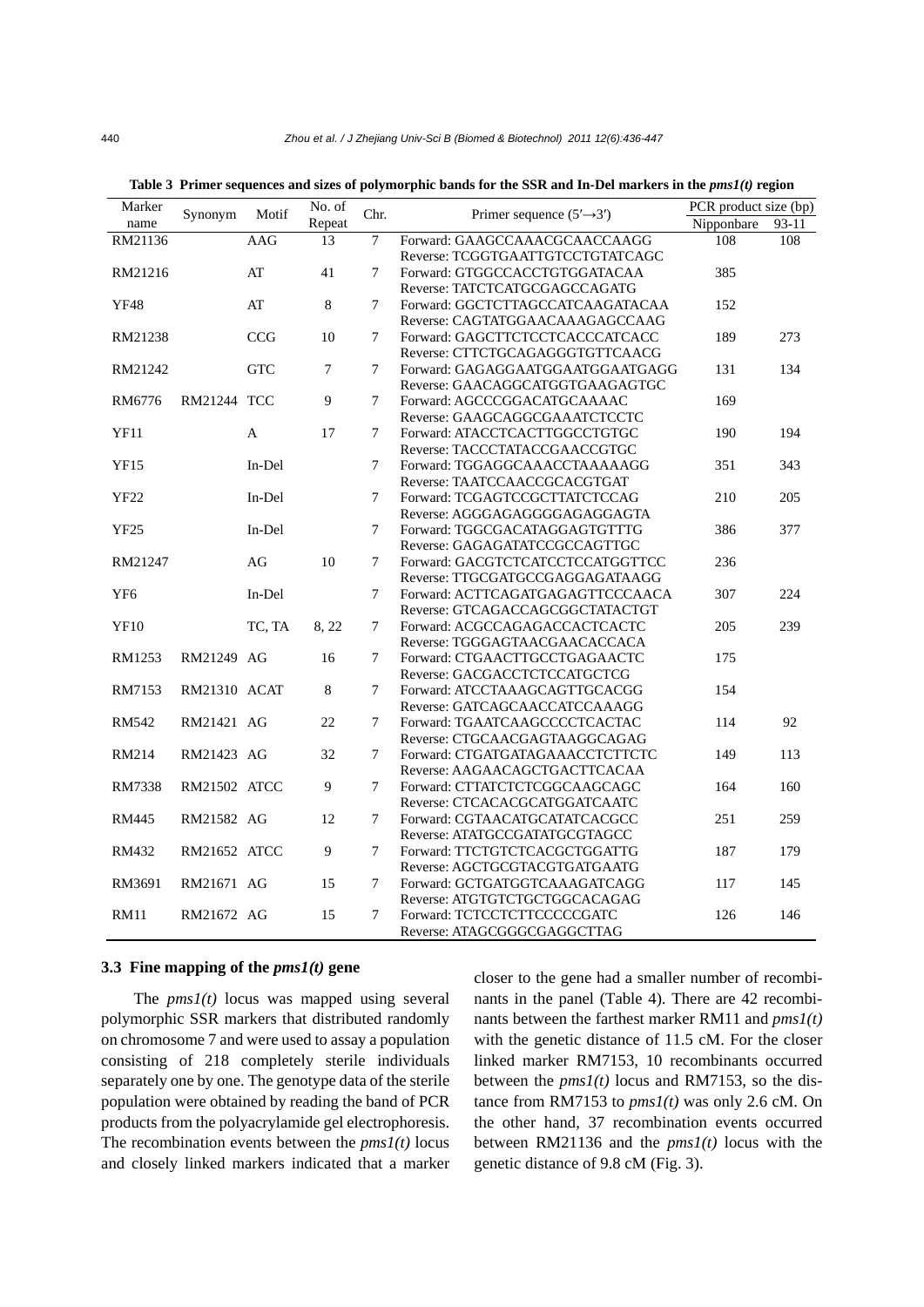**Table 3 Primer sequences and sizes of polymorphic bands for the SSR and In-Del markers in the *pms1(t)* region**

| Marker name | Synonym | Motif | No. of Repeat | Chr. | Primer sequence (5′→3′) | PCR product size (bp) | |
|---|---|---|---|---|---|---|---|
| | | | | | | Nipponbare | 93-11 |
| RM21136 | | AAG | 13 | 7 | Forward: GAAGCCAAACGCAACCAAGG<br>Reverse: TCGGTGAATTGTCCTGTATCAGC | 108 | 108 |
| RM21216 | | AT | 41 | 7 | Forward: GTGGCCACCTGTGGATACAA<br>Reverse: TATCTCATGCGAGCCAGATG | 385 | |
| YF48 | | AT | 8 | 7 | Forward: GGCTCTTAGCCATCAAGATACAA<br>Reverse: CAGTATGGAACAAAGAGCCAAG | 152 | |
| RM21238 | | CCG | 10 | 7 | Forward: GAGCTTCTCCTCACCCATCACC<br>Reverse: CTTCTGCAGAGGGTGTTCAACG | 189 | 273 |
| RM21242 | | GTC | 7 | 7 | Forward: GAGAGGAATGGAATGGAATGAGG<br>Reverse: GAACAGGCATGGTGAAGAGTGC | 131 | 134 |
| RM6776 | RM21244 | TCC | 9 | 7 | Forward: AGCCCGGACATGCAAAAC<br>Reverse: GAAGCAGGCAGGCAAATCTCCTC | 169 | |
| YF11 | | A | 17 | 7 | Forward: ATACCTCACTTGGCCTGTGC<br>Reverse: TACCCTATACCGAACCGTGC | 190 | 194 |
| YF15 | | In-Del | | 7 | Forward: TGGAGGCAAACCTAAAAAGG<br>Reverse: TAATCCAACCGCACGTGAT | 351 | 343 |
| YF22 | | In-Del | | 7 | Forward: TCGAGTCCGCTTATCTCCAG<br>Reverse: AGGGAGAGGGGAGAGGAGTA | 210 | 205 |
| YF25 | | In-Del | | 7 | Forward: TGGCGACATAGGAGTGTTTG<br>Reverse: GAGAGATATCCGCCAGTTGC | 386 | 377 |
| RM21247 | | AG | 10 | 7 | Forward: GACGTCTCATCCTCCATGGTTCC<br>Reverse: TTGCGATGCCGAGGAGATAAGG | 236 | |
| YF6 | | In-Del | | 7 | Forward: ACTTCAGATGAGAGTTCCCAACA<br>Reverse: GTCAGACCAGCGGCTATACTGT | 307 | 224 |
| YF10 | | TC, TA | 8, 22 | 7 | Forward: ACGCCAGAGACCACTCACTC<br>Reverse: TGGGAGTAACGAACACCACA | 205 | 239 |
| RM1253 | RM21249 | AG | 16 | 7 | Forward: CTGAACTTGCCTGAGAACTC<br>Reverse: GACGACCTCTCCATGCTCG | 175 | |
| RM7153 | RM21310 | ACAT | 8 | 7 | Forward: ATCCTAAAGCAGTTGCACGG<br>Reverse: GATCAGCAACCATCCAAAGG | 154 | |
| RM542 | RM21421 | AG | 22 | 7 | Forward: TGAATCAAGCCCCTCACTAC<br>Reverse: CTGCAACGAGTAAGGCAGAG | 114 | 92 |
| RM214 | RM21423 | AG | 32 | 7 | Forward: CTGATGATAGAAACCTCTTCTC<br>Reverse: AAGAACAGCTGACTTCACAA | 149 | 113 |
| RM7338 | RM21502 | ATCC | 9 | 7 | Forward: CTTATCTCTCGGCAAGCAGC<br>Reverse: CTCACACGCATGGATCAATC | 164 | 160 |
| RM445 | RM21582 | AG | 12 | 7 | Forward: CGTAACATGCATATCACGCC<br>Reverse: ATATGCCGATATGCGTAGCC | 251 | 259 |
| RM432 | RM21652 | ATCC | 9 | 7 | Forward: TTCTGTCTCACGCTGGATTG<br>Reverse: AGCTGCGTACGTGATGAATG | 187 | 179 |
| RM3691 | RM21671 | AG | 15 | 7 | Forward: GCTGATGGTCAAAGATCAGG<br>Reverse: ATGTGTCTGCTGGCACAGAG | 117 | 145 |
| RM11 | RM21672 | AG | 15 | 7 | Forward: TCTCCTCTTCCCCCGATC<br>Reverse: ATAGCGGGCGAGGCTTAG | 126 | 146 |

### 3.3 Fine mapping of the *pms1(t)* gene

The *pms1(t)* locus was mapped using several polymorphic SSR markers that distributed randomly on chromosome 7 and were used to assay a population consisting of 218 completely sterile individuals separately one by one. The genotype data of the sterile population were obtained by reading the band of PCR products from the polyacrylamide gel electrophoresis. The recombination events between the *pms1(t)* locus and closely linked markers indicated that a marker closer to the gene had a smaller number of recombinants in the panel (Table 4). There are 42 recombinants between the farthest marker RM11 and *pms1(t)* with the genetic distance of 11.5 cM. For the closer linked marker RM7153, 10 recombinants occurred between the *pms1(t)* locus and RM7153, so the distance from RM7153 to *pms1(t)* was only 2.6 cM. On the other hand, 37 recombination events occurred between RM21136 and the *pms1(t)* locus with the genetic distance of 9.8 cM (Fig. 3).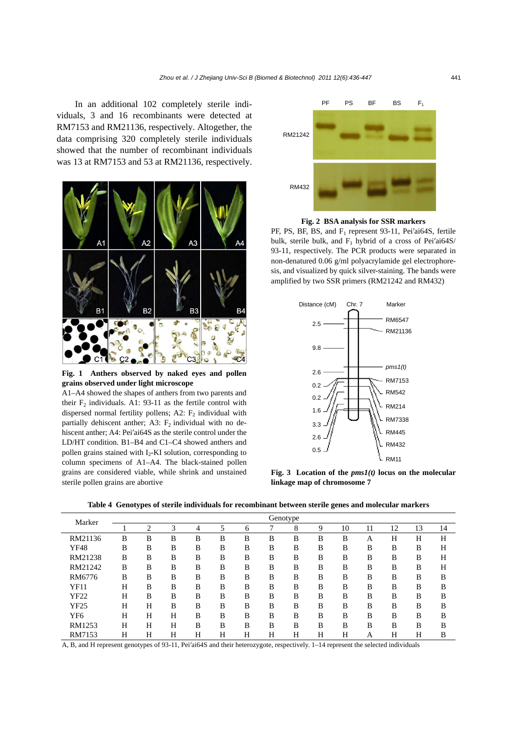In an additional 102 completely sterile individuals, 3 and 16 recombinants were detected at RM7153 and RM21136, respectively. Altogether, the data comprising 320 completely sterile individuals showed that the number of recombinant individuals was 13 at RM7153 and 53 at RM21136, respectively.

**Fig. 1 Anthers observed by naked eyes and pollen grains observed under light microscope**

A1–A4 showed the shapes of anthers from two parents and their $F_2$ individuals. A1: 93-11 as the fertile control with dispersed normal fertility pollens; A2: $F_2$ individual with partially dehiscent anther; A3: $F_2$ individual with no dehiscent anther; A4: Pei′ai64S as the sterile control under the LD/HT condition. B1–B4 and C1–C4 showed anthers and pollen grains stained with $I_2$-KI solution, corresponding to column specimens of A1–A4. The black-stained pollen grains are considered viable, while shrink and unstained sterile pollen grains are abortive

**Fig. 2 BSA analysis for SSR markers**

PF, PS, BF, BS, and $F_1$ represent 93-11, Pei′ai64S, fertile bulk, sterile bulk, and $F_1$ hybrid of a cross of Pei′ai64S/93-11, respectively. The PCR products were separated in non-denatured 0.06 g/ml polyacrylamide gel electrophoresis, and visualized by quick silver-staining. The bands were amplified by two SSR primers (RM21242 and RM432)

**Fig. 3 Location of the *pms1(t)* locus on the molecular linkage map of chromosome 7**

**Table 4 Genotypes of sterile individuals for recombinant between sterile genes and molecular markers**

| Marker | Genotype | | | | | | | | | | | | | |
|---|---|---|---|---|---|---|---|---|---|---|---|---|---|---|
| | 1 | 2 | 3 | 4 | 5 | 6 | 7 | 8 | 9 | 10 | 11 | 12 | 13 | 14 |
| RM21136 | B | B | B | B | B | B | B | B | B | B | A | H | H | H |
| YF48 | B | B | B | B | B | B | B | B | B | B | B | B | B | H |
| RM21238 | B | B | B | B | B | B | B | B | B | B | B | B | B | H |
| RM21242 | B | B | B | B | B | B | B | B | B | B | B | B | B | H |
| RM6776 | B | B | B | B | B | B | B | B | B | B | B | B | B | B |
| YF11 | H | B | B | B | B | B | B | B | B | B | B | B | B | B |
| YF22 | H | B | B | B | B | B | B | B | B | B | B | B | B | B |
| YF25 | H | H | B | B | B | B | B | B | B | B | B | B | B | B |
| YF6 | H | H | H | B | B | B | B | B | B | B | B | B | B | B |
| RM1253 | H | H | H | B | B | B | B | B | B | B | B | B | B | B |
| RM7153 | H | H | H | H | H | H | H | H | H | H | A | H | H | B |

A, B, and H represent genotypes of 93-11, Pei′ai64S and their heterozygote, respectively. 1–14 represent the selected individuals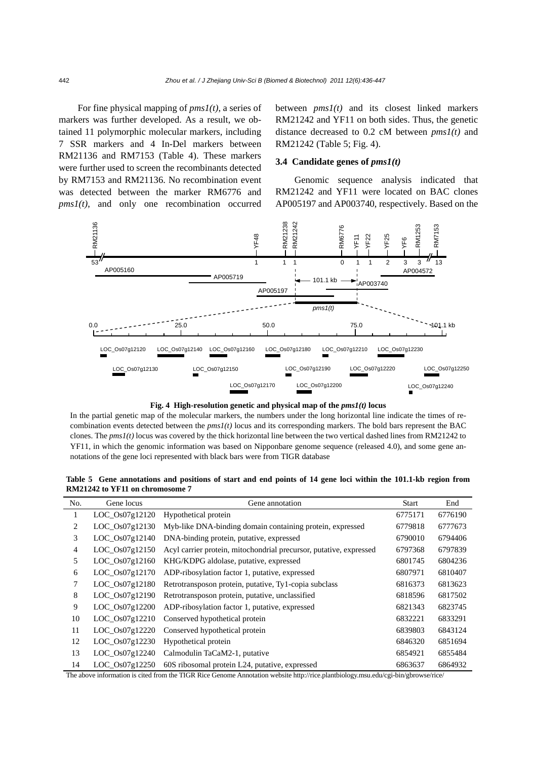For fine physical mapping of *pms1(t)*, a series of markers was further developed. As a result, we obtained 11 polymorphic molecular markers, including 7 SSR markers and 4 In-Del markers between RM21136 and RM7153 (Table 4). These markers were further used to screen the recombinants detected by RM7153 and RM21136. No recombination event was detected between the marker RM6776 and *pms1(t)*, and only one recombination occurred between *pms1(t)* and its closest linked markers RM21242 and YF11 on both sides. Thus, the genetic distance decreased to 0.2 cM between *pms1(t)* and RM21242 (Table 5; Fig. 4).

### 3.4 Candidate genes of *pms1(t)*

Genomic sequence analysis indicated that RM21242 and YF11 were located on BAC clones AP005197 and AP003740, respectively. Based on the

**Fig. 4 High-resolution genetic and physical map of the *pms1(t)* locus**

In the partial genetic map of the molecular markers, the numbers under the long horizontal line indicate the times of recombination events detected between the *pms1(t)* locus and its corresponding markers. The bold bars represent the BAC clones. The *pms1(t)* locus was covered by the thick horizontal line between the two vertical dashed lines from RM21242 to YF11, in which the genomic information was based on Nipponbare genome sequence (released 4.0), and some gene annotations of the gene loci represented with black bars were from TIGR database

**Table 5 Gene annotations and positions of start and end points of 14 gene loci within the 101.1-kb region from RM21242 to YF11 on chromosome 7**

| No. | Gene locus | Gene annotation | Start | End |
|---|---|---|---|---|
| 1 | LOC_Os07g12120 | Hypothetical protein | 6775171 | 6776190 |
| 2 | LOC_Os07g12130 | Myb-like DNA-binding domain containing protein, expressed | 6779818 | 6777673 |
| 3 | LOC_Os07g12140 | DNA-binding protein, putative, expressed | 6790010 | 6794406 |
| 4 | LOC_Os07g12150 | Acyl carrier protein, mitochondrial precursor, putative, expressed | 6797368 | 6797839 |
| 5 | LOC_Os07g12160 | KHG/KDPG aldolase, putative, expressed | 6801745 | 6804236 |
| 6 | LOC_Os07g12170 | ADP-ribosylation factor 1, putative, expressed | 6807971 | 6810407 |
| 7 | LOC_Os07g12180 | Retrotransposon protein, putative, Ty1-copia subclass | 6816373 | 6813623 |
| 8 | LOC_Os07g12190 | Retrotransposon protein, putative, unclassified | 6818596 | 6817502 |
| 9 | LOC_Os07g12200 | ADP-ribosylation factor 1, putative, expressed | 6821343 | 6823745 |
| 10 | LOC_Os07g12210 | Conserved hypothetical protein | 6832221 | 6833291 |
| 11 | LOC_Os07g12220 | Conserved hypothetical protein | 6839803 | 6843124 |
| 12 | LOC_Os07g12230 | Hypothetical protein | 6846320 | 6851694 |
| 13 | LOC_Os07g12240 | Calmodulin TaCaM2-1, putative | 6854921 | 6855484 |
| 14 | LOC_Os07g12250 | 60S ribosomal protein L24, putative, expressed | 6863637 | 6864932 |

The above information is cited from the TIGR Rice Genome Annotation website http://rice.plantbiology.msu.edu/cgi-bin/gbrowse/rice/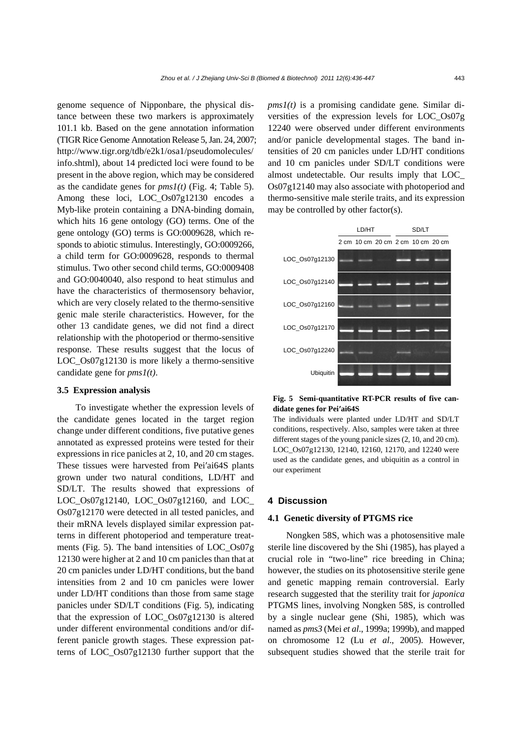genome sequence of Nipponbare, the physical distance between these two markers is approximately 101.1 kb. Based on the gene annotation information (TIGR Rice Genome Annotation Release 5, Jan. 24, 2007; http://www.tigr.org/tdb/e2k1/osa1/pseudomolecules/info.shtml), about 14 predicted loci were found to be present in the above region, which may be considered as the candidate genes for *pms1(t)* (Fig. 4; Table 5). Among these loci, LOC_Os07g12130 encodes a Myb-like protein containing a DNA-binding domain, which hits 16 gene ontology (GO) terms. One of the gene ontology (GO) terms is GO:0009628, which responds to abiotic stimulus. Interestingly, GO:0009266, a child term for GO:0009628, responds to thermal stimulus. Two other second child terms, GO:0009408 and GO:0040040, also respond to heat stimulus and have the characteristics of thermosensory behavior, which are very closely related to the thermo-sensitive genic male sterile characteristics. However, for the other 13 candidate genes, we did not find a direct relationship with the photoperiod or thermo-sensitive response. These results suggest that the locus of LOC_Os07g12130 is more likely a thermo-sensitive candidate gene for *pms1(t)*.

### 3.5 Expression analysis

To investigate whether the expression levels of the candidate genes located in the target region change under different conditions, five putative genes annotated as expressed proteins were tested for their expressions in rice panicles at 2, 10, and 20 cm stages. These tissues were harvested from Pei′ai64S plants grown under two natural conditions, LD/HT and SD/LT. The results showed that expressions of LOC_Os07g12140, LOC_Os07g12160, and LOC_Os07g12170 were detected in all tested panicles, and their mRNA levels displayed similar expression patterns in different photoperiod and temperature treatments (Fig. 5). The band intensities of LOC_Os07g12130 were higher at 2 and 10 cm panicles than that at 20 cm panicles under LD/HT conditions, but the band intensities from 2 and 10 cm panicles were lower under LD/HT conditions than those from same stage panicles under SD/LT conditions (Fig. 5), indicating that the expression of LOC_Os07g12130 is altered under different environmental conditions and/or different panicle growth stages. These expression patterns of LOC_Os07g12130 further support that the *pms1(t)* is a promising candidate gene. Similar diversities of the expression levels for LOC_Os07g12240 were observed under different environments and/or panicle developmental stages. The band intensities of 20 cm panicles under LD/HT conditions and 10 cm panicles under SD/LT conditions were almost undetectable. Our results imply that LOC_Os07g12140 may also associate with photoperiod and thermo-sensitive male sterile traits, and its expression may be controlled by other factor(s).

**Fig. 5 Semi-quantitative RT-PCR results of five candidate genes for Pei′ai64S**

The individuals were planted under LD/HT and SD/LT conditions, respectively. Also, samples were taken at three different stages of the young panicle sizes (2, 10, and 20 cm). LOC_Os07g12130, 12140, 12160, 12170, and 12240 were used as the candidate genes, and ubiquitin as a control in our experiment

## 4 Discussion

### 4.1 Genetic diversity of PTGMS rice

Nongken 58S, which was a photosensitive male sterile line discovered by the Shi (1985), has played a crucial role in "two-line" rice breeding in China; however, the studies on its photosensitive sterile gene and genetic mapping remain controversial. Early research suggested that the sterility trait for *japonica* PTGMS lines, involving Nongken 58S, is controlled by a single nuclear gene (Shi, 1985), which was named as *pms3* (Mei *et al*., 1999a; 1999b), and mapped on chromosome 12 (Lu *et al*., 2005). However, subsequent studies showed that the sterile trait for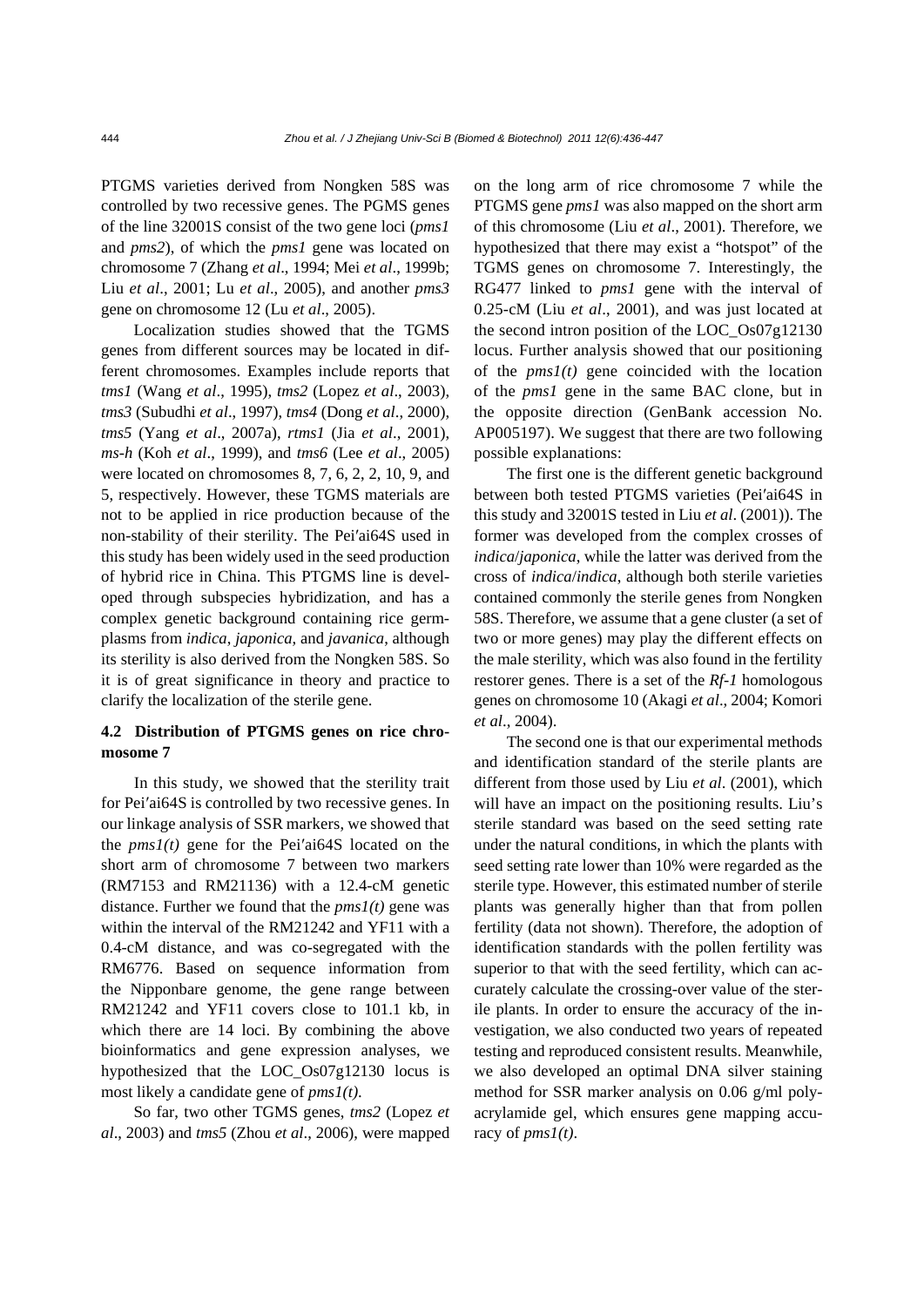PTGMS varieties derived from Nongken 58S was controlled by two recessive genes. The PGMS genes of the line 32001S consist of the two gene loci (*pms1* and *pms2*), of which the *pms1* gene was located on chromosome 7 (Zhang *et al*., 1994; Mei *et al*., 1999b; Liu *et al*., 2001; Lu *et al*., 2005), and another *pms3* gene on chromosome 12 (Lu *et al*., 2005).

Localization studies showed that the TGMS genes from different sources may be located in different chromosomes. Examples include reports that *tms1* (Wang *et al*., 1995), *tms2* (Lopez *et al*., 2003), *tms3* (Subudhi *et al*., 1997), *tms4* (Dong *et al*., 2000), *tms5* (Yang *et al*., 2007a), *rtms1* (Jia *et al*., 2001), *ms-h* (Koh *et al*., 1999), and *tms6* (Lee *et al*., 2005) were located on chromosomes 8, 7, 6, 2, 2, 10, 9, and 5, respectively. However, these TGMS materials are not to be applied in rice production because of the non-stability of their sterility. The Pei′ai64S used in this study has been widely used in the seed production of hybrid rice in China. This PTGMS line is developed through subspecies hybridization, and has a complex genetic background containing rice germplasms from *indica*, *japonica*, and *javanica*, although its sterility is also derived from the Nongken 58S. So it is of great significance in theory and practice to clarify the localization of the sterile gene.

### 4.2 Distribution of PTGMS genes on rice chromosome 7

In this study, we showed that the sterility trait for Pei′ai64S is controlled by two recessive genes. In our linkage analysis of SSR markers, we showed that the *pms1(t)* gene for the Pei′ai64S located on the short arm of chromosome 7 between two markers (RM7153 and RM21136) with a 12.4-cM genetic distance. Further we found that the *pms1(t)* gene was within the interval of the RM21242 and YF11 with a 0.4-cM distance, and was co-segregated with the RM6776. Based on sequence information from the Nipponbare genome, the gene range between RM21242 and YF11 covers close to 101.1 kb, in which there are 14 loci. By combining the above bioinformatics and gene expression analyses, we hypothesized that the LOC_Os07g12130 locus is most likely a candidate gene of *pms1(t)*.

So far, two other TGMS genes, *tms2* (Lopez *et al*., 2003) and *tms5* (Zhou *et al*., 2006), were mapped on the long arm of rice chromosome 7 while the PTGMS gene *pms1* was also mapped on the short arm of this chromosome (Liu *et al*., 2001). Therefore, we hypothesized that there may exist a "hotspot" of the TGMS genes on chromosome 7. Interestingly, the RG477 linked to *pms1* gene with the interval of 0.25-cM (Liu *et al*., 2001), and was just located at the second intron position of the LOC_Os07g12130 locus. Further analysis showed that our positioning of the *pms1(t)* gene coincided with the location of the *pms1* gene in the same BAC clone, but in the opposite direction (GenBank accession No. AP005197). We suggest that there are two following possible explanations:

The first one is the different genetic background between both tested PTGMS varieties (Pei′ai64S in this study and 32001S tested in Liu *et al*. (2001)). The former was developed from the complex crosses of *indica*/*japonica*, while the latter was derived from the cross of *indica*/*indica*, although both sterile varieties contained commonly the sterile genes from Nongken 58S. Therefore, we assume that a gene cluster (a set of two or more genes) may play the different effects on the male sterility, which was also found in the fertility restorer genes. There is a set of the *Rf-1* homologous genes on chromosome 10 (Akagi *et al*., 2004; Komori *et al*., 2004).

The second one is that our experimental methods and identification standard of the sterile plants are different from those used by Liu *et al*. (2001), which will have an impact on the positioning results. Liu's sterile standard was based on the seed setting rate under the natural conditions, in which the plants with seed setting rate lower than 10% were regarded as the sterile type. However, this estimated number of sterile plants was generally higher than that from pollen fertility (data not shown). Therefore, the adoption of identification standards with the pollen fertility was superior to that with the seed fertility, which can accurately calculate the crossing-over value of the sterile plants. In order to ensure the accuracy of the investigation, we also conducted two years of repeated testing and reproduced consistent results. Meanwhile, we also developed an optimal DNA silver staining method for SSR marker analysis on 0.06 g/ml polyacrylamide gel, which ensures gene mapping accuracy of *pms1(t)*.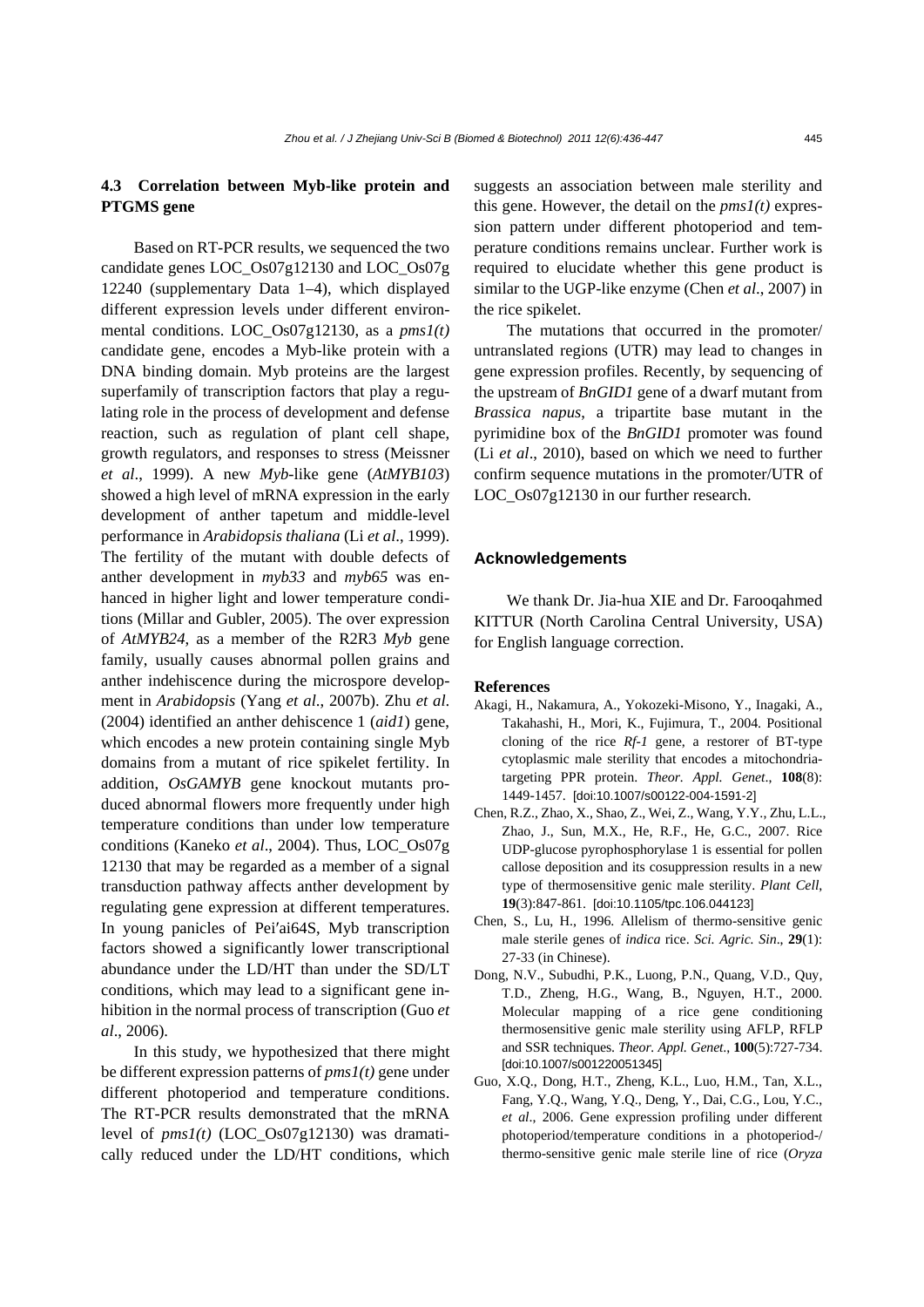### 4.3 Correlation between Myb-like protein and PTGMS gene

Based on RT-PCR results, we sequenced the two candidate genes LOC_Os07g12130 and LOC_Os07g 12240 (supplementary Data 1–4), which displayed different expression levels under different environmental conditions. LOC_Os07g12130, as a *pms1(t)* candidate gene, encodes a Myb-like protein with a DNA binding domain. Myb proteins are the largest superfamily of transcription factors that play a regulating role in the process of development and defense reaction, such as regulation of plant cell shape, growth regulators, and responses to stress (Meissner *et al*., 1999). A new *Myb*-like gene (*AtMYB103*) showed a high level of mRNA expression in the early development of anther tapetum and middle-level performance in *Arabidopsis thaliana* (Li *et al*., 1999). The fertility of the mutant with double defects of anther development in *myb33* and *myb65* was enhanced in higher light and lower temperature conditions (Millar and Gubler, 2005). The over expression of *AtMYB24*, as a member of the R2R3 *Myb* gene family, usually causes abnormal pollen grains and anther indehiscence during the microspore development in *Arabidopsis* (Yang *et al*., 2007b). Zhu *et al*. (2004) identified an anther dehiscence 1 (*aid1*) gene, which encodes a new protein containing single Myb domains from a mutant of rice spikelet fertility. In addition, *OsGAMYB* gene knockout mutants produced abnormal flowers more frequently under high temperature conditions than under low temperature conditions (Kaneko *et al*., 2004). Thus, LOC_Os07g 12130 that may be regarded as a member of a signal transduction pathway affects anther development by regulating gene expression at different temperatures. In young panicles of Pei′ai64S, Myb transcription factors showed a significantly lower transcriptional abundance under the LD/HT than under the SD/LT conditions, which may lead to a significant gene inhibition in the normal process of transcription (Guo *et al*., 2006).

In this study, we hypothesized that there might be different expression patterns of *pms1(t)* gene under different photoperiod and temperature conditions. The RT-PCR results demonstrated that the mRNA level of *pms1(t)* (LOC_Os07g12130) was dramatically reduced under the LD/HT conditions, which suggests an association between male sterility and this gene. However, the detail on the *pms1(t)* expression pattern under different photoperiod and temperature conditions remains unclear. Further work is required to elucidate whether this gene product is similar to the UGP-like enzyme (Chen *et al*., 2007) in the rice spikelet.

The mutations that occurred in the promoter/ untranslated regions (UTR) may lead to changes in gene expression profiles. Recently, by sequencing of the upstream of *BnGID1* gene of a dwarf mutant from *Brassica napus*, a tripartite base mutant in the pyrimidine box of the *BnGID1* promoter was found (Li *et al*., 2010), based on which we need to further confirm sequence mutations in the promoter/UTR of LOC_Os07g12130 in our further research.

## Acknowledgements

We thank Dr. Jia-hua XIE and Dr. Farooqahmed KITTUR (North Carolina Central University, USA) for English language correction.

## References

Akagi, H., Nakamura, A., Yokozeki-Misono, Y., Inagaki, A., Takahashi, H., Mori, K., Fujimura, T., 2004. Positional cloning of the rice *Rf-1* gene, a restorer of BT-type cytoplasmic male sterility that encodes a mitochondria-targeting PPR protein. *Theor. Appl. Genet*., **108**(8): 1449-1457. [doi:10.1007/s00122-004-1591-2]

Chen, R.Z., Zhao, X., Shao, Z., Wei, Z., Wang, Y.Y., Zhu, L.L., Zhao, J., Sun, M.X., He, R.F., He, G.C., 2007. Rice UDP-glucose pyrophosphorylase 1 is essential for pollen callose deposition and its cosuppression results in a new type of thermosensitive genic male sterility. *Plant Cell*, **19**(3):847-861. [doi:10.1105/tpc.106.044123]

Chen, S., Lu, H., 1996. Allelism of thermo-sensitive genic male sterile genes of *indica* rice. *Sci. Agric. Sin*., **29**(1): 27-33 (in Chinese).

Dong, N.V., Subudhi, P.K., Luong, P.N., Quang, V.D., Quy, T.D., Zheng, H.G., Wang, B., Nguyen, H.T., 2000. Molecular mapping of a rice gene conditioning thermosensitive genic male sterility using AFLP, RFLP and SSR techniques. *Theor. Appl. Genet*., **100**(5):727-734. [doi:10.1007/s001220051345]

Guo, X.Q., Dong, H.T., Zheng, K.L., Luo, H.M., Tan, X.L., Fang, Y.Q., Wang, Y.Q., Deng, Y., Dai, C.G., Lou, Y.C., *et al*., 2006. Gene expression profiling under different photoperiod/temperature conditions in a photoperiod-/ thermo-sensitive genic male sterile line of rice (*Oryza*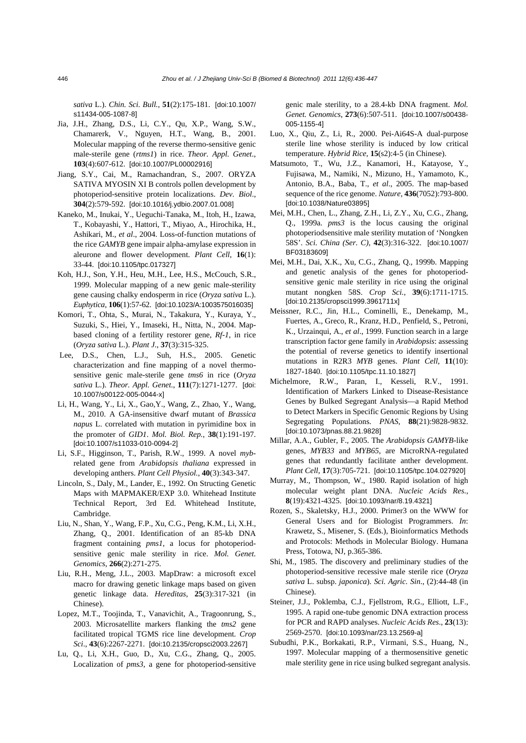*sativa* L.). *Chin. Sci. Bull.*, **51**(2):175-181. [doi:10.1007/s11434-005-1087-8]

Jia, J.H., Zhang, D.S., Li, C.Y., Qu, X.P., Wang, S.W., Chamarerk, V., Nguyen, H.T., Wang, B., 2001. Molecular mapping of the reverse thermo-sensitive genic male-sterile gene (*rtms1*) in rice. *Theor. Appl. Genet.*, **103**(4):607-612. [doi:10.1007/PL00002916]

Jiang, S.Y., Cai, M., Ramachandran, S., 2007. ORYZA SATIVA MYOSIN XI B controls pollen development by photoperiod-sensitive protein localizations. *Dev. Biol.*, **304**(2):579-592. [doi:10.1016/j.ydbio.2007.01.008]

Kaneko, M., Inukai, Y., Ueguchi-Tanaka, M., Itoh, H., Izawa, T., Kobayashi, Y., Hattori, T., Miyao, A., Hirochika, H., Ashikari, M., *et al*., 2004. Loss-of-function mutations of the rice *GAMYB* gene impair alpha-amylase expression in aleurone and flower development. *Plant Cell*, **16**(1): 33-44. [doi:10.1105/tpc.017327]

Koh, H.J., Son, Y.H., Heu, M.H., Lee, H.S., McCouch, S.R., 1999. Molecular mapping of a new genic male-sterility gene causing chalky endosperm in rice (*Oryza sativa* L.). *Euphytica*, **106**(1):57-62. [doi:10.1023/A:1003575016035]

Komori, T., Ohta, S., Murai, N., Takakura, Y., Kuraya, Y., Suzuki, S., Hiei, Y., Imaseki, H., Nitta, N., 2004. Map-based cloning of a fertility restorer gene, *Rf-1*, in rice (*Oryza sativa* L.). *Plant J.*, **37**(3):315-325.

Lee, D.S., Chen, L.J., Suh, H.S., 2005. Genetic characterization and fine mapping of a novel thermo-sensitive genic male-sterile gene *tms6* in rice (*Oryza sativa* L.). *Theor. Appl. Genet.*, **111**(7):1271-1277. [doi:10.1007/s00122-005-0044-x]

Li, H., Wang, Y., Li, X., Gao,Y., Wang, Z., Zhao, Y., Wang, M., 2010. A GA-insensitive dwarf mutant of *Brassica napus* L. correlated with mutation in pyrimidine box in the promoter of *GID1*. *Mol. Biol. Rep.*, **38**(1):191-197. [doi:10.1007/s11033-010-0094-2]

Li, S.F., Higginson, T., Parish, R.W., 1999. A novel *myb*-related gene from *Arabidopsis thaliana* expressed in developing anthers. *Plant Cell Physiol.*, **40**(3):343-347.

Lincoln, S., Daly, M., Lander, E., 1992. On Structing Genetic Maps with MAPMAKER/EXP 3.0. Whitehead Institute Technical Report, 3rd Ed. Whitehead Institute, Cambridge.

Liu, N., Shan, Y., Wang, F.P., Xu, C.G., Peng, K.M., Li, X.H., Zhang, Q., 2001. Identification of an 85-kb DNA fragment containing *pms1*, a locus for photoperiod-sensitive genic male sterility in rice. *Mol. Genet. Genomics*, **266**(2):271-275.

Liu, R.H., Meng, J.L., 2003. MapDraw: a microsoft excel macro for drawing genetic linkage maps based on given genetic linkage data. *Hereditas*, **25**(3):317-321 (in Chinese).

Lopez, M.T., Toojinda, T., Vanavichit, A., Tragoonrung, S., 2003. Microsatellite markers flanking the *tms2* gene facilitated tropical TGMS rice line development. *Crop Sci.*, **43**(6):2267-2271. [doi:10.2135/cropsci2003.2267]

Lu, Q., Li, X.H., Guo, D., Xu, C.G., Zhang, Q., 2005. Localization of *pms3*, a gene for photoperiod-sensitive genic male sterility, to a 28.4-kb DNA fragment. *Mol. Genet. Genomics*, **273**(6):507-511. [doi:10.1007/s00438-005-1155-4]

Luo, X., Qiu, Z., Li, R., 2000. Pei-Ai64S-A dual-purpose sterile line whose sterility is induced by low critical temperature. *Hybrid Rice*, **15**(s2):4-5 (in Chinese).

Matsumoto, T., Wu, J.Z., Kanamori, H., Katayose, Y., Fujisawa, M., Namiki, N., Mizuno, H., Yamamoto, K., Antonio, B.A., Baba, T., *et al*., 2005. The map-based sequence of the rice genome. *Nature*, **436**(7052):793-800. [doi:10.1038/Nature03895]

Mei, M.H., Chen, L., Zhang, Z.H., Li, Z.Y., Xu, C.G., Zhang, Q., 1999a. *pms3* is the locus causing the original photoperiodsensitive male sterility mutation of 'Nongken 58S'. *Sci. China (Ser. C)*, **42**(3):316-322. [doi:10.1007/BF03183609]

Mei, M.H., Dai, X.K., Xu, C.G., Zhang, Q., 1999b. Mapping and genetic analysis of the genes for photoperiod-sensitive genic male sterility in rice using the original mutant nongken 58S. *Crop Sci.*, **39**(6):1711-1715. [doi:10.2135/cropsci1999.3961711x]

Meissner, R.C., Jin, H.L., Cominelli, E., Denekamp, M., Fuertes, A., Greco, R., Kranz, H.D., Penfield, S., Petroni, K., Urzainqui, A., *et al*., 1999. Function search in a large transcription factor gene family in *Arabidopsis*: assessing the potential of reverse genetics to identify insertional mutations in R2R3 *MYB* genes. *Plant Cell*, **11**(10): 1827-1840. [doi:10.1105/tpc.11.10.1827]

Michelmore, R.W., Paran, I., Kesseli, R.V., 1991. Identification of Markers Linked to Disease-Resistance Genes by Bulked Segregant Analysis—a Rapid Method to Detect Markers in Specific Genomic Regions by Using Segregating Populations. *PNAS*, **88**(21):9828-9832. [doi:10.1073/pnas.88.21.9828]

Millar, A.A., Gubler, F., 2005. The *Arabidopsis GAMYB*-like genes, *MYB33* and *MYB65*, are MicroRNA-regulated genes that redundantly facilitate anther development. *Plant Cell*, **17**(3):705-721. [doi:10.1105/tpc.104.027920]

Murray, M., Thompson, W., 1980. Rapid isolation of high molecular weight plant DNA. *Nucleic Acids Res.*, **8**(19):4321-4325. [doi:10.1093/nar/8.19.4321]

Rozen, S., Skaletsky, H.J., 2000. Primer3 on the WWW for General Users and for Biologist Programmers. *In*: Krawetz, S., Misener, S. (Eds.), Bioinformatics Methods and Protocols: Methods in Molecular Biology. Humana Press, Totowa, NJ, p.365-386.

Shi, M., 1985. The discovery and preliminary studies of the photoperiod-sensitive recessive male sterile rice (*Oryza sativa* L. subsp. *japonica*). *Sci. Agric. Sin.*, (2):44-48 (in Chinese).

Steiner, J.J., Poklemba, C.J., Fjellstrom, R.G., Elliott, L.F., 1995. A rapid one-tube genomic DNA extraction process for PCR and RAPD analyses. *Nucleic Acids Res.*, **23**(13): 2569-2570. [doi:10.1093/nar/23.13.2569-a]

Subudhi, P.K., Borkakati, R.P., Virmani, S.S., Huang, N., 1997. Molecular mapping of a thermosensitive genetic male sterility gene in rice using bulked segregant analysis.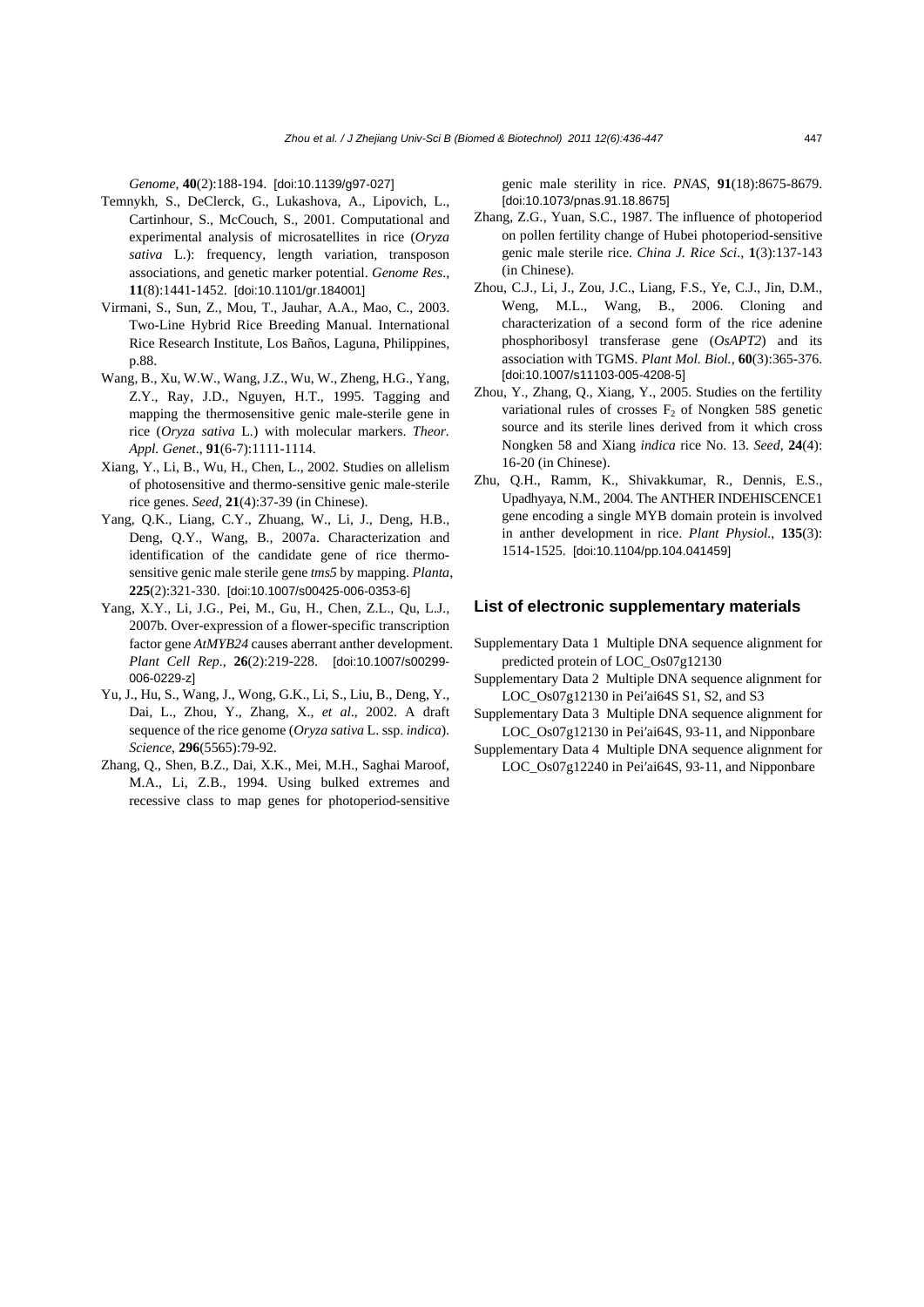*Genome*, **40**(2):188-194. [doi:10.1139/g97-027]

Temnykh, S., DeClerck, G., Lukashova, A., Lipovich, L., Cartinhour, S., McCouch, S., 2001. Computational and experimental analysis of microsatellites in rice (*Oryza sativa* L.): frequency, length variation, transposon associations, and genetic marker potential. *Genome Res.*, **11**(8):1441-1452. [doi:10.1101/gr.184001]

Virmani, S., Sun, Z., Mou, T., Jauhar, A.A., Mao, C., 2003. Two-Line Hybrid Rice Breeding Manual. International Rice Research Institute, Los Baños, Laguna, Philippines, p.88.

Wang, B., Xu, W.W., Wang, J.Z., Wu, W., Zheng, H.G., Yang, Z.Y., Ray, J.D., Nguyen, H.T., 1995. Tagging and mapping the thermosensitive genic male-sterile gene in rice (*Oryza sativa* L.) with molecular markers. *Theor. Appl. Genet.*, **91**(6-7):1111-1114.

Xiang, Y., Li, B., Wu, H., Chen, L., 2002. Studies on allelism of photosensitive and thermo-sensitive genic male-sterile rice genes. *Seed*, **21**(4):37-39 (in Chinese).

Yang, Q.K., Liang, C.Y., Zhuang, W., Li, J., Deng, H.B., Deng, Q.Y., Wang, B., 2007a. Characterization and identification of the candidate gene of rice thermo-sensitive genic male sterile gene *tms5* by mapping. *Planta*, **225**(2):321-330. [doi:10.1007/s00425-006-0353-6]

Yang, X.Y., Li, J.G., Pei, M., Gu, H., Chen, Z.L., Qu, L.J., 2007b. Over-expression of a flower-specific transcription factor gene *AtMYB24* causes aberrant anther development. *Plant Cell Rep.*, **26**(2):219-228. [doi:10.1007/s00299-006-0229-z]

Yu, J., Hu, S., Wang, J., Wong, G.K., Li, S., Liu, B., Deng, Y., Dai, L., Zhou, Y., Zhang, X., *et al.*, 2002. A draft sequence of the rice genome (*Oryza sativa* L. ssp. *indica*). *Science*, **296**(5565):79-92.

Zhang, Q., Shen, B.Z., Dai, X.K., Mei, M.H., Saghai Maroof, M.A., Li, Z.B., 1994. Using bulked extremes and recessive class to map genes for photoperiod-sensitive genic male sterility in rice. *PNAS*, **91**(18):8675-8679. [doi:10.1073/pnas.91.18.8675]

Zhang, Z.G., Yuan, S.C., 1987. The influence of photoperiod on pollen fertility change of Hubei photoperiod-sensitive genic male sterile rice. *China J. Rice Sci.*, **1**(3):137-143 (in Chinese).

Zhou, C.J., Li, J., Zou, J.C., Liang, F.S., Ye, C.J., Jin, D.M., Weng, M.L., Wang, B., 2006. Cloning and characterization of a second form of the rice adenine phosphoribosyl transferase gene (*OsAPT2*) and its association with TGMS. *Plant Mol. Biol.*, **60**(3):365-376. [doi:10.1007/s11103-005-4208-5]

Zhou, Y., Zhang, Q., Xiang, Y., 2005. Studies on the fertility variational rules of crosses $F_2$ of Nongken 58S genetic source and its sterile lines derived from it which cross Nongken 58 and Xiang *indica* rice No. 13. *Seed*, **24**(4): 16-20 (in Chinese).

Zhu, Q.H., Ramm, K., Shivakkumar, R., Dennis, E.S., Upadhyaya, N.M., 2004. The ANTHER INDEHISCENCE1 gene encoding a single MYB domain protein is involved in anther development in rice. *Plant Physiol.*, **135**(3): 1514-1525. [doi:10.1104/pp.104.041459]

## List of electronic supplementary materials

Supplementary Data 1 Multiple DNA sequence alignment for predicted protein of LOC_Os07g12130

Supplementary Data 2 Multiple DNA sequence alignment for LOC_Os07g12130 in Pei′ai64S S1, S2, and S3

Supplementary Data 3 Multiple DNA sequence alignment for LOC_Os07g12130 in Pei′ai64S, 93-11, and Nipponbare

Supplementary Data 4 Multiple DNA sequence alignment for LOC_Os07g12240 in Pei′ai64S, 93-11, and Nipponbare